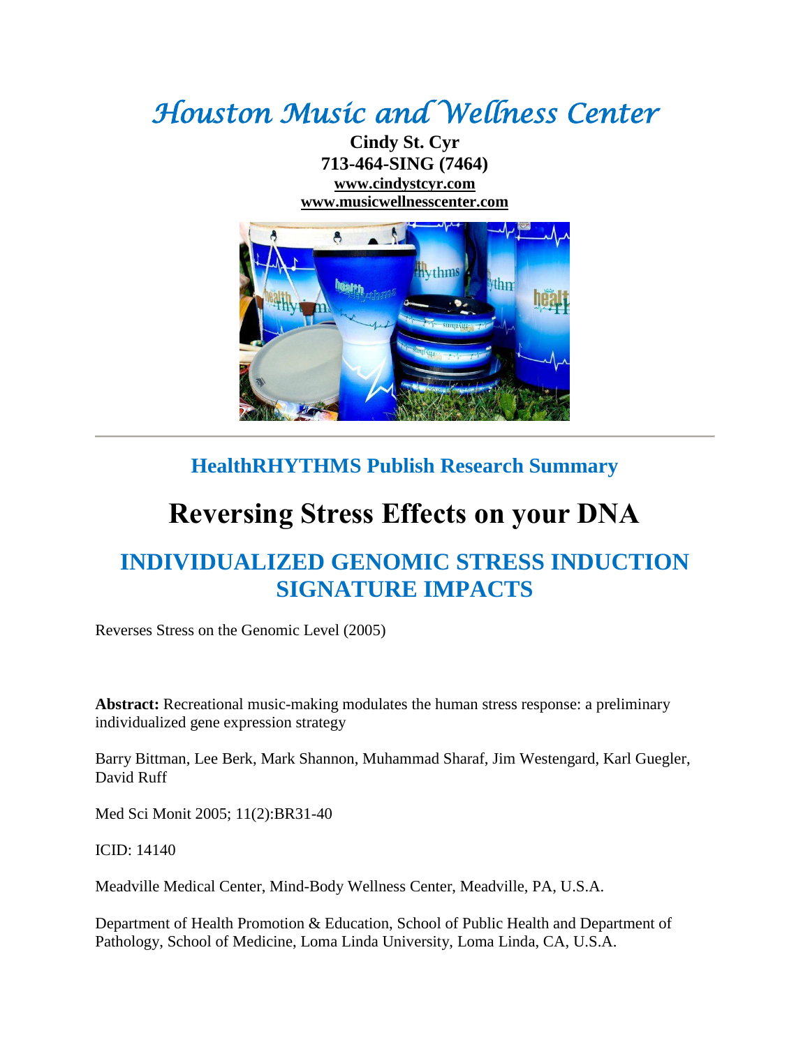# *Houston Music and Wellness Center*

**Cindy St. Cyr**
**713-464-SING (7464)**
**www.cindystcyr.com**
**www.musicwellnesscenter.com**

---

## HealthRHYTHMS Publish Research Summary

# Reversing Stress Effects on your DNA

## INDIVIDUALIZED GENOMIC STRESS INDUCTION SIGNATURE IMPACTS

Reverses Stress on the Genomic Level (2005)

**Abstract:** Recreational music-making modulates the human stress response: a preliminary individualized gene expression strategy

Barry Bittman, Lee Berk, Mark Shannon, Muhammad Sharaf, Jim Westengard, Karl Guegler, David Ruff

Med Sci Monit 2005; 11(2):BR31-40

ICID: 14140

Meadville Medical Center, Mind-Body Wellness Center, Meadville, PA, U.S.A.

Department of Health Promotion & Education, School of Public Health and Department of Pathology, School of Medicine, Loma Linda University, Loma Linda, CA, U.S.A.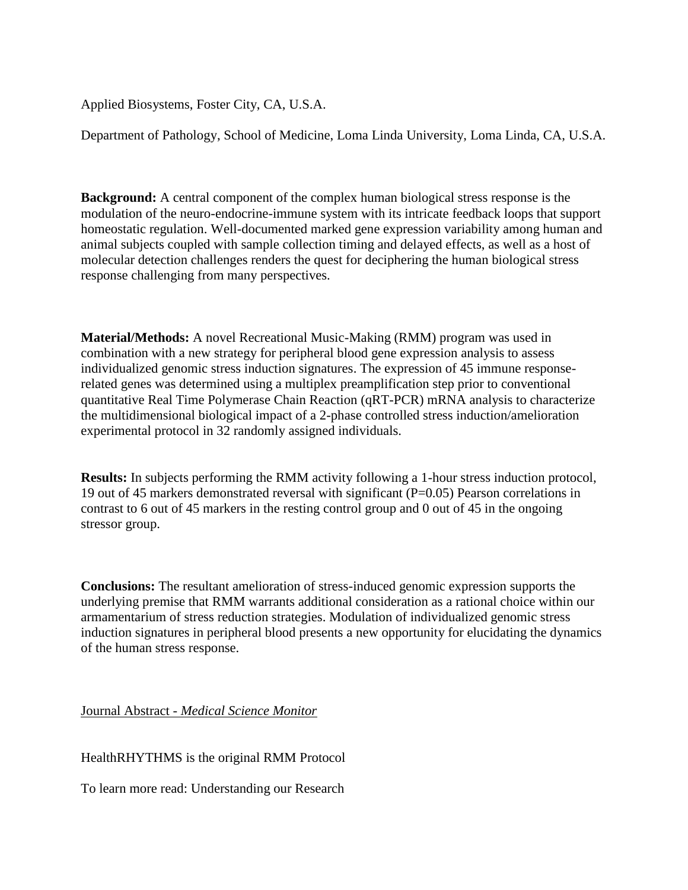Applied Biosystems, Foster City, CA, U.S.A.

Department of Pathology, School of Medicine, Loma Linda University, Loma Linda, CA, U.S.A.

**Background:** A central component of the complex human biological stress response is the modulation of the neuro-endocrine-immune system with its intricate feedback loops that support homeostatic regulation. Well-documented marked gene expression variability among human and animal subjects coupled with sample collection timing and delayed effects, as well as a host of molecular detection challenges renders the quest for deciphering the human biological stress response challenging from many perspectives.

**Material/Methods:** A novel Recreational Music-Making (RMM) program was used in combination with a new strategy for peripheral blood gene expression analysis to assess individualized genomic stress induction signatures. The expression of 45 immune response-related genes was determined using a multiplex preamplification step prior to conventional quantitative Real Time Polymerase Chain Reaction (qRT-PCR) mRNA analysis to characterize the multidimensional biological impact of a 2-phase controlled stress induction/amelioration experimental protocol in 32 randomly assigned individuals.

**Results:** In subjects performing the RMM activity following a 1-hour stress induction protocol, 19 out of 45 markers demonstrated reversal with significant ($P=0.05$) Pearson correlations in contrast to 6 out of 45 markers in the resting control group and 0 out of 45 in the ongoing stressor group.

**Conclusions:** The resultant amelioration of stress-induced genomic expression supports the underlying premise that RMM warrants additional consideration as a rational choice within our armamentarium of stress reduction strategies. Modulation of individualized genomic stress induction signatures in peripheral blood presents a new opportunity for elucidating the dynamics of the human stress response.

Journal Abstract - *Medical Science Monitor*

HealthRHYTHMS is the original RMM Protocol

To learn more read: Understanding our Research